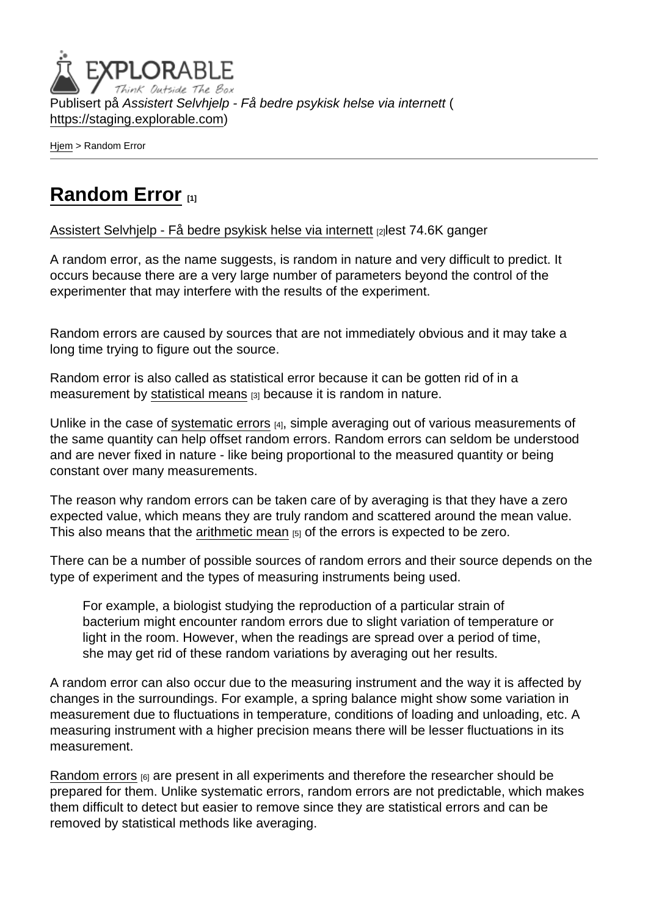Publisert på *Assistert Selvhjelp - Få bedre psykisk helse via internett* (https://staging.explorable.com)

Hjem > Random Error

# Random Error [1]

Assistert Selvhjelp - Få bedre psykisk helse via internett [2]lest 74.6K ganger

A random error, as the name suggests, is random in nature and very difficult to predict. It occurs because there are a very large number of parameters beyond the control of the experimenter that may interfere with the results of the experiment.

Random errors are caused by sources that are not immediately obvious and it may take a long time trying to figure out the source.

Random error is also called as statistical error because it can be gotten rid of in a measurement by statistical means [3] because it is random in nature.

Unlike in the case of systematic errors [4], simple averaging out of various measurements of the same quantity can help offset random errors. Random errors can seldom be understood and are never fixed in nature - like being proportional to the measured quantity or being constant over many measurements.

The reason why random errors can be taken care of by averaging is that they have a zero expected value, which means they are truly random and scattered around the mean value. This also means that the arithmetic mean [5] of the errors is expected to be zero.

There can be a number of possible sources of random errors and their source depends on the type of experiment and the types of measuring instruments being used.

> For example, a biologist studying the reproduction of a particular strain of bacterium might encounter random errors due to slight variation of temperature or light in the room. However, when the readings are spread over a period of time, she may get rid of these random variations by averaging out her results.

A random error can also occur due to the measuring instrument and the way it is affected by changes in the surroundings. For example, a spring balance might show some variation in measurement due to fluctuations in temperature, conditions of loading and unloading, etc. A measuring instrument with a higher precision means there will be lesser fluctuations in its measurement.

Random errors [6] are present in all experiments and therefore the researcher should be prepared for them. Unlike systematic errors, random errors are not predictable, which makes them difficult to detect but easier to remove since they are statistical errors and can be removed by statistical methods like averaging.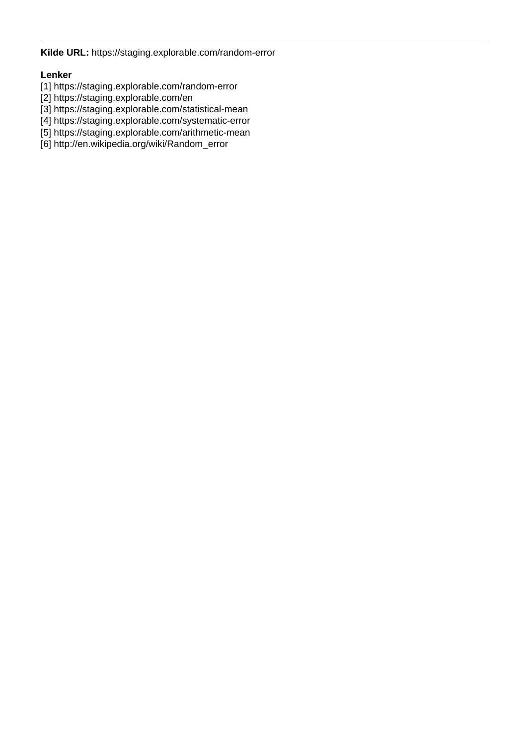---

**Kilde URL:** https://staging.explorable.com/random-error

**Lenker**

[1] https://staging.explorable.com/random-error
[2] https://staging.explorable.com/en
[3] https://staging.explorable.com/statistical-mean
[4] https://staging.explorable.com/systematic-error
[5] https://staging.explorable.com/arithmetic-mean
[6] http://en.wikipedia.org/wiki/Random_error